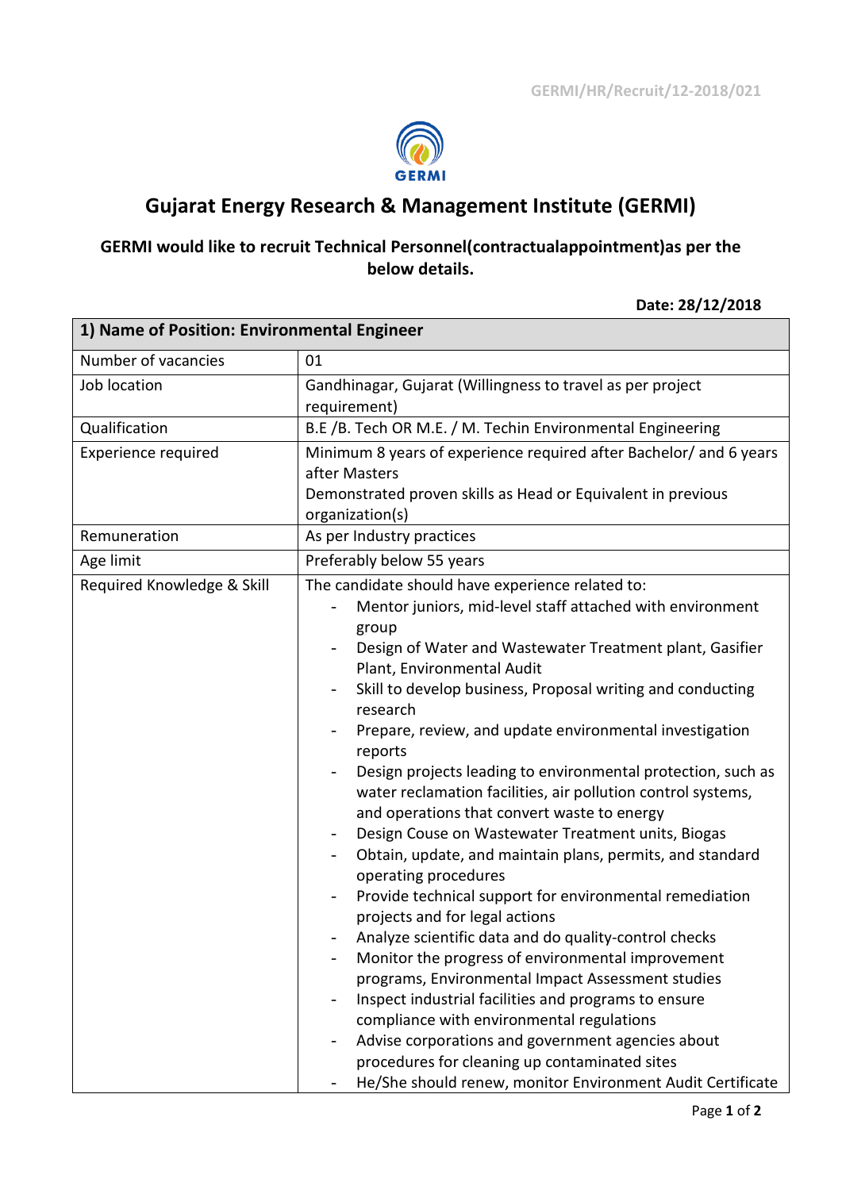GERMI/HR/Recruit/12-2018/021

GERMI

# Gujarat Energy Research & Management Institute (GERMI)

### GERMI would like to recruit Technical Personnel(contractualappointment)as per the below details.

**Date: 28/12/2018**

| 1) Name of Position: Environmental Engineer | |
|---|---|
| Number of vacancies | 01 |
| Job location | Gandhinagar, Gujarat (Willingness to travel as per project requirement) |
| Qualification | B.E /B. Tech OR M.E. / M. Techin Environmental Engineering |
| Experience required | Minimum 8 years of experience required after Bachelor/ and 6 years after Masters<br>Demonstrated proven skills as Head or Equivalent in previous organization(s) |
| Remuneration | As per Industry practices |
| Age limit | Preferably below 55 years |
| Required Knowledge & Skill | The candidate should have experience related to:<br>- Mentor juniors, mid-level staff attached with environment group<br>- Design of Water and Wastewater Treatment plant, Gasifier Plant, Environmental Audit<br>- Skill to develop business, Proposal writing and conducting research<br>- Prepare, review, and update environmental investigation reports<br>- Design projects leading to environmental protection, such as water reclamation facilities, air pollution control systems, and operations that convert waste to energy<br>- Design Couse on Wastewater Treatment units, Biogas<br>- Obtain, update, and maintain plans, permits, and standard operating procedures<br>- Provide technical support for environmental remediation projects and for legal actions<br>- Analyze scientific data and do quality-control checks<br>- Monitor the progress of environmental improvement programs, Environmental Impact Assessment studies<br>- Inspect industrial facilities and programs to ensure compliance with environmental regulations<br>- Advise corporations and government agencies about procedures for cleaning up contaminated sites<br>- He/She should renew, monitor Environment Audit Certificate |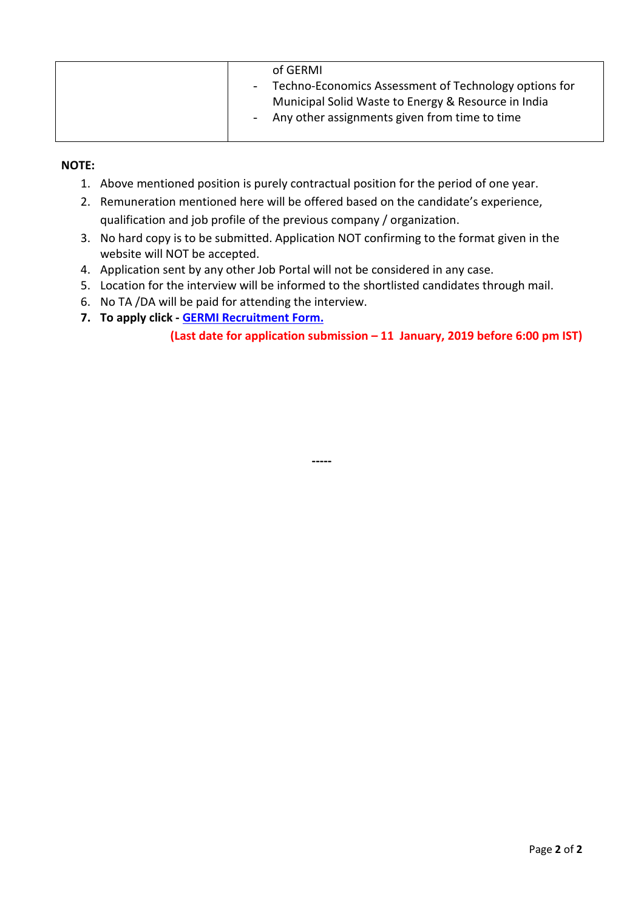| | |
|---|---|
| | of GERMI<br>- Techno-Economics Assessment of Technology options for Municipal Solid Waste to Energy & Resource in India<br>- Any other assignments given from time to time |

**NOTE:**

1. Above mentioned position is purely contractual position for the period of one year.
2. Remuneration mentioned here will be offered based on the candidate's experience, qualification and job profile of the previous company / organization.
3. No hard copy is to be submitted. Application NOT confirming to the format given in the website will NOT be accepted.
4. Application sent by any other Job Portal will not be considered in any case.
5. Location for the interview will be informed to the shortlisted candidates through mail.
6. No TA /DA will be paid for attending the interview.
7. **To apply click - GERMI Recruitment Form.**

**(Last date for application submission – 11 January, 2019 before 6:00 pm IST)**

-----